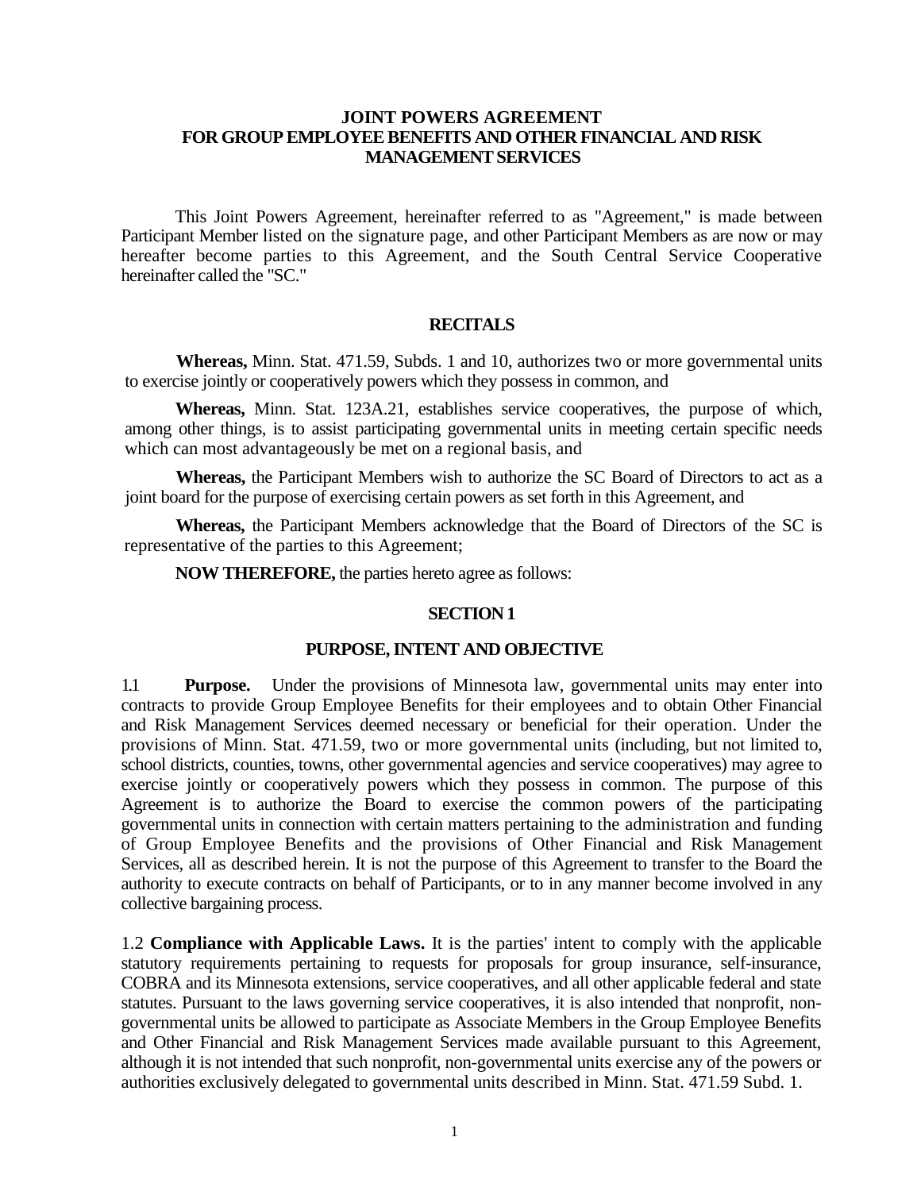# JOINT POWERS AGREEMENT
# FOR GROUP EMPLOYEE BENEFITS AND OTHER FINANCIAL AND RISK MANAGEMENT SERVICES

This Joint Powers Agreement, hereinafter referred to as "Agreement," is made between Participant Member listed on the signature page, and other Participant Members as are now or may hereafter become parties to this Agreement, and the South Central Service Cooperative hereinafter called the "SC."

## RECITALS

**Whereas,** Minn. Stat. 471.59, Subds. 1 and 10, authorizes two or more governmental units to exercise jointly or cooperatively powers which they possess in common, and

**Whereas,** Minn. Stat. 123A.21, establishes service cooperatives, the purpose of which, among other things, is to assist participating governmental units in meeting certain specific needs which can most advantageously be met on a regional basis, and

**Whereas,** the Participant Members wish to authorize the SC Board of Directors to act as a joint board for the purpose of exercising certain powers as set forth in this Agreement, and

**Whereas,** the Participant Members acknowledge that the Board of Directors of the SC is representative of the parties to this Agreement;

**NOW THEREFORE,** the parties hereto agree as follows:

## SECTION 1

## PURPOSE, INTENT AND OBJECTIVE

1.1 **Purpose.** Under the provisions of Minnesota law, governmental units may enter into contracts to provide Group Employee Benefits for their employees and to obtain Other Financial and Risk Management Services deemed necessary or beneficial for their operation. Under the provisions of Minn. Stat. 471.59, two or more governmental units (including, but not limited to, school districts, counties, towns, other governmental agencies and service cooperatives) may agree to exercise jointly or cooperatively powers which they possess in common. The purpose of this Agreement is to authorize the Board to exercise the common powers of the participating governmental units in connection with certain matters pertaining to the administration and funding of Group Employee Benefits and the provisions of Other Financial and Risk Management Services, all as described herein. It is not the purpose of this Agreement to transfer to the Board the authority to execute contracts on behalf of Participants, or to in any manner become involved in any collective bargaining process.

1.2 **Compliance with Applicable Laws.** It is the parties' intent to comply with the applicable statutory requirements pertaining to requests for proposals for group insurance, self-insurance, COBRA and its Minnesota extensions, service cooperatives, and all other applicable federal and state statutes. Pursuant to the laws governing service cooperatives, it is also intended that nonprofit, non-governmental units be allowed to participate as Associate Members in the Group Employee Benefits and Other Financial and Risk Management Services made available pursuant to this Agreement, although it is not intended that such nonprofit, non-governmental units exercise any of the powers or authorities exclusively delegated to governmental units described in Minn. Stat. 471.59 Subd. 1.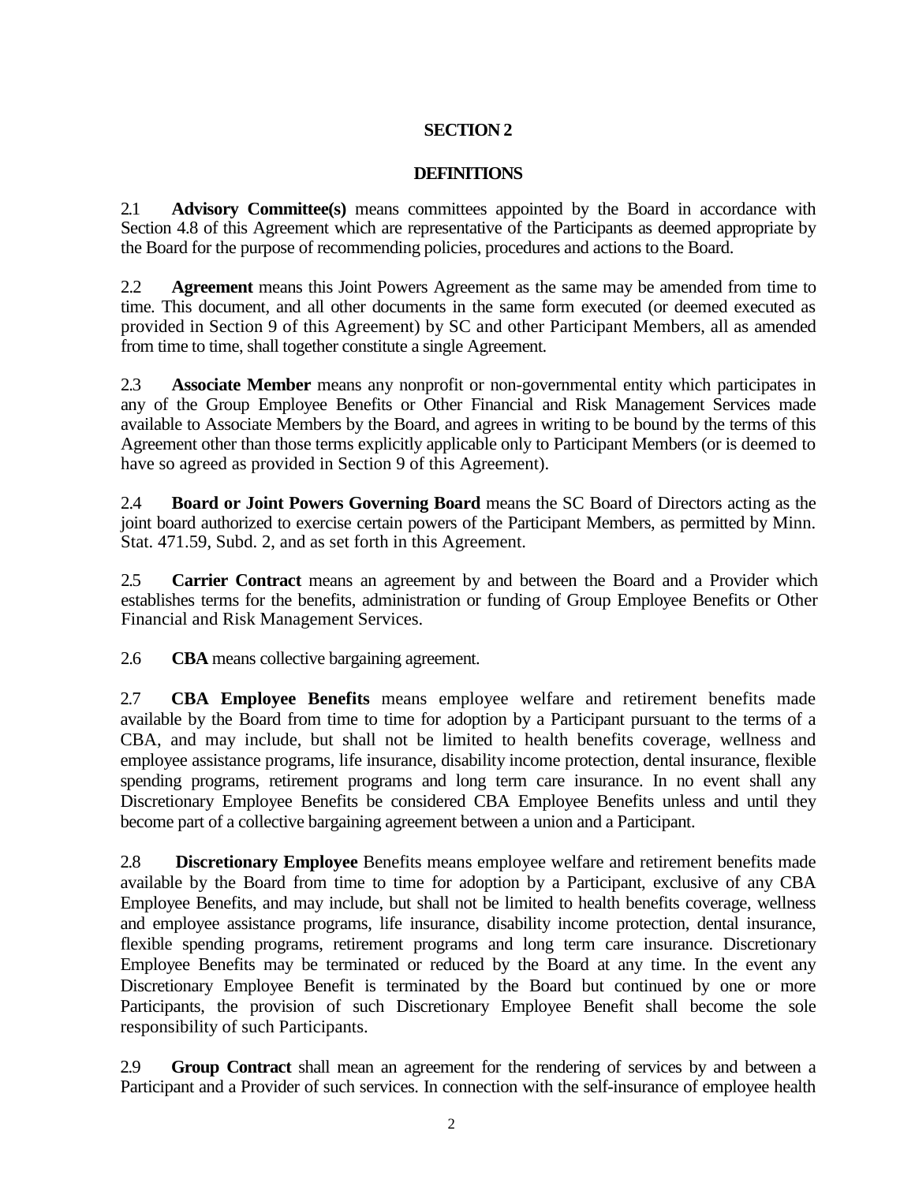## SECTION 2

## DEFINITIONS

2.1 **Advisory Committee(s)** means committees appointed by the Board in accordance with Section 4.8 of this Agreement which are representative of the Participants as deemed appropriate by the Board for the purpose of recommending policies, procedures and actions to the Board.

2.2 **Agreement** means this Joint Powers Agreement as the same may be amended from time to time. This document, and all other documents in the same form executed (or deemed executed as provided in Section 9 of this Agreement) by SC and other Participant Members, all as amended from time to time, shall together constitute a single Agreement.

2.3 **Associate Member** means any nonprofit or non-governmental entity which participates in any of the Group Employee Benefits or Other Financial and Risk Management Services made available to Associate Members by the Board, and agrees in writing to be bound by the terms of this Agreement other than those terms explicitly applicable only to Participant Members (or is deemed to have so agreed as provided in Section 9 of this Agreement).

2.4 **Board or Joint Powers Governing Board** means the SC Board of Directors acting as the joint board authorized to exercise certain powers of the Participant Members, as permitted by Minn. Stat. 471.59, Subd. 2, and as set forth in this Agreement.

2.5 **Carrier Contract** means an agreement by and between the Board and a Provider which establishes terms for the benefits, administration or funding of Group Employee Benefits or Other Financial and Risk Management Services.

2.6 **CBA** means collective bargaining agreement.

2.7 **CBA Employee Benefits** means employee welfare and retirement benefits made available by the Board from time to time for adoption by a Participant pursuant to the terms of a CBA, and may include, but shall not be limited to health benefits coverage, wellness and employee assistance programs, life insurance, disability income protection, dental insurance, flexible spending programs, retirement programs and long term care insurance. In no event shall any Discretionary Employee Benefits be considered CBA Employee Benefits unless and until they become part of a collective bargaining agreement between a union and a Participant.

2.8 **Discretionary Employee** Benefits means employee welfare and retirement benefits made available by the Board from time to time for adoption by a Participant, exclusive of any CBA Employee Benefits, and may include, but shall not be limited to health benefits coverage, wellness and employee assistance programs, life insurance, disability income protection, dental insurance, flexible spending programs, retirement programs and long term care insurance. Discretionary Employee Benefits may be terminated or reduced by the Board at any time. In the event any Discretionary Employee Benefit is terminated by the Board but continued by one or more Participants, the provision of such Discretionary Employee Benefit shall become the sole responsibility of such Participants.

2.9 **Group Contract** shall mean an agreement for the rendering of services by and between a Participant and a Provider of such services. In connection with the self-insurance of employee health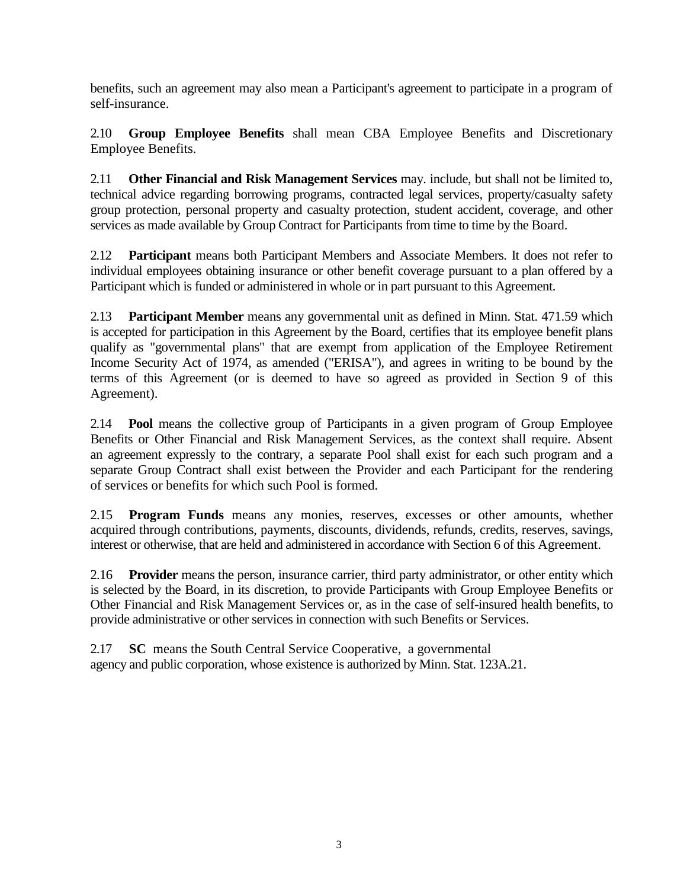benefits, such an agreement may also mean a Participant's agreement to participate in a program of self-insurance.

2.10 **Group Employee Benefits** shall mean CBA Employee Benefits and Discretionary Employee Benefits.

2.11 **Other Financial and Risk Management Services** may. include, but shall not be limited to, technical advice regarding borrowing programs, contracted legal services, property/casualty safety group protection, personal property and casualty protection, student accident, coverage, and other services as made available by Group Contract for Participants from time to time by the Board.

2.12 **Participant** means both Participant Members and Associate Members. It does not refer to individual employees obtaining insurance or other benefit coverage pursuant to a plan offered by a Participant which is funded or administered in whole or in part pursuant to this Agreement.

2.13 **Participant Member** means any governmental unit as defined in Minn. Stat. 471.59 which is accepted for participation in this Agreement by the Board, certifies that its employee benefit plans qualify as "governmental plans" that are exempt from application of the Employee Retirement Income Security Act of 1974, as amended ("ERISA"), and agrees in writing to be bound by the terms of this Agreement (or is deemed to have so agreed as provided in Section 9 of this Agreement).

2.14 **Pool** means the collective group of Participants in a given program of Group Employee Benefits or Other Financial and Risk Management Services, as the context shall require. Absent an agreement expressly to the contrary, a separate Pool shall exist for each such program and a separate Group Contract shall exist between the Provider and each Participant for the rendering of services or benefits for which such Pool is formed.

2.15 **Program Funds** means any monies, reserves, excesses or other amounts, whether acquired through contributions, payments, discounts, dividends, refunds, credits, reserves, savings, interest or otherwise, that are held and administered in accordance with Section 6 of this Agreement.

2.16 **Provider** means the person, insurance carrier, third party administrator, or other entity which is selected by the Board, in its discretion, to provide Participants with Group Employee Benefits or Other Financial and Risk Management Services or, as in the case of self-insured health benefits, to provide administrative or other services in connection with such Benefits or Services.

2.17 **SC** means the South Central Service Cooperative, a governmental agency and public corporation, whose existence is authorized by Minn. Stat. 123A.21.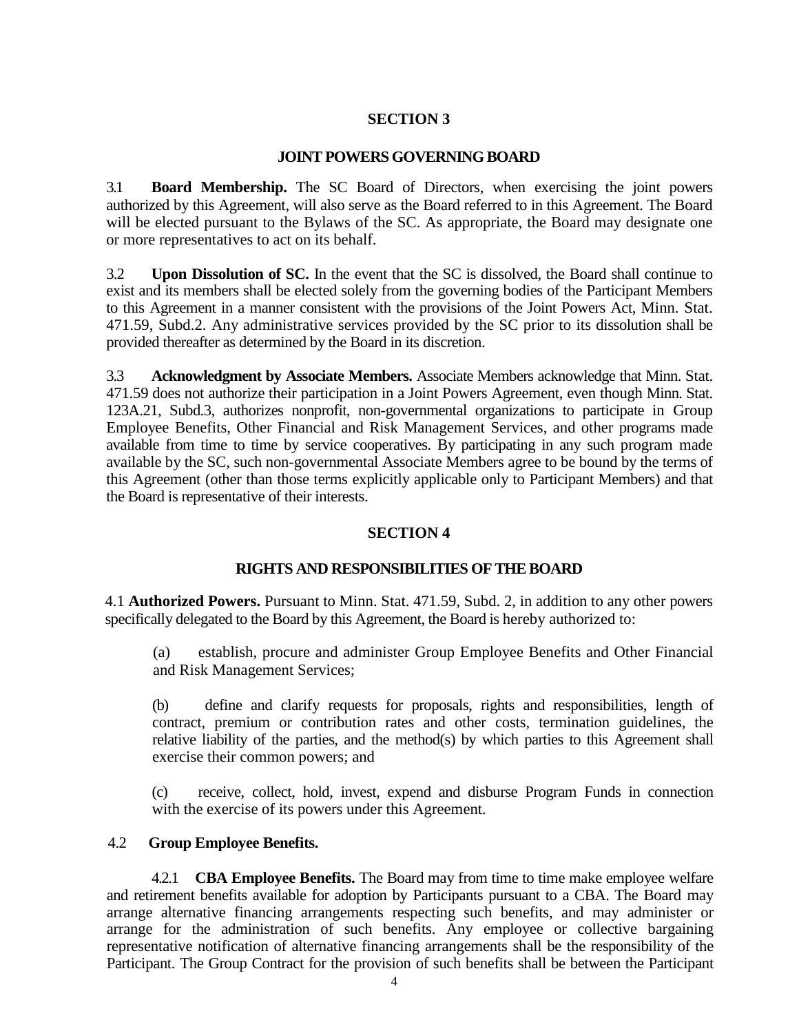## SECTION 3

### JOINT POWERS GOVERNING BOARD

3.1 **Board Membership.** The SC Board of Directors, when exercising the joint powers authorized by this Agreement, will also serve as the Board referred to in this Agreement. The Board will be elected pursuant to the Bylaws of the SC. As appropriate, the Board may designate one or more representatives to act on its behalf.

3.2 **Upon Dissolution of SC.** In the event that the SC is dissolved, the Board shall continue to exist and its members shall be elected solely from the governing bodies of the Participant Members to this Agreement in a manner consistent with the provisions of the Joint Powers Act, Minn. Stat. 471.59, Subd.2. Any administrative services provided by the SC prior to its dissolution shall be provided thereafter as determined by the Board in its discretion.

3.3 **Acknowledgment by Associate Members.** Associate Members acknowledge that Minn. Stat. 471.59 does not authorize their participation in a Joint Powers Agreement, even though Minn. Stat. 123A.21, Subd.3, authorizes nonprofit, non-governmental organizations to participate in Group Employee Benefits, Other Financial and Risk Management Services, and other programs made available from time to time by service cooperatives. By participating in any such program made available by the SC, such non-governmental Associate Members agree to be bound by the terms of this Agreement (other than those terms explicitly applicable only to Participant Members) and that the Board is representative of their interests.

## SECTION 4

### RIGHTS AND RESPONSIBILITIES OF THE BOARD

4.1 **Authorized Powers.** Pursuant to Minn. Stat. 471.59, Subd. 2, in addition to any other powers specifically delegated to the Board by this Agreement, the Board is hereby authorized to:

(a) establish, procure and administer Group Employee Benefits and Other Financial and Risk Management Services;

(b) define and clarify requests for proposals, rights and responsibilities, length of contract, premium or contribution rates and other costs, termination guidelines, the relative liability of the parties, and the method(s) by which parties to this Agreement shall exercise their common powers; and

(c) receive, collect, hold, invest, expend and disburse Program Funds in connection with the exercise of its powers under this Agreement.

4.2 **Group Employee Benefits.**

4.2.1 **CBA Employee Benefits.** The Board may from time to time make employee welfare and retirement benefits available for adoption by Participants pursuant to a CBA. The Board may arrange alternative financing arrangements respecting such benefits, and may administer or arrange for the administration of such benefits. Any employee or collective bargaining representative notification of alternative financing arrangements shall be the responsibility of the Participant. The Group Contract for the provision of such benefits shall be between the Participant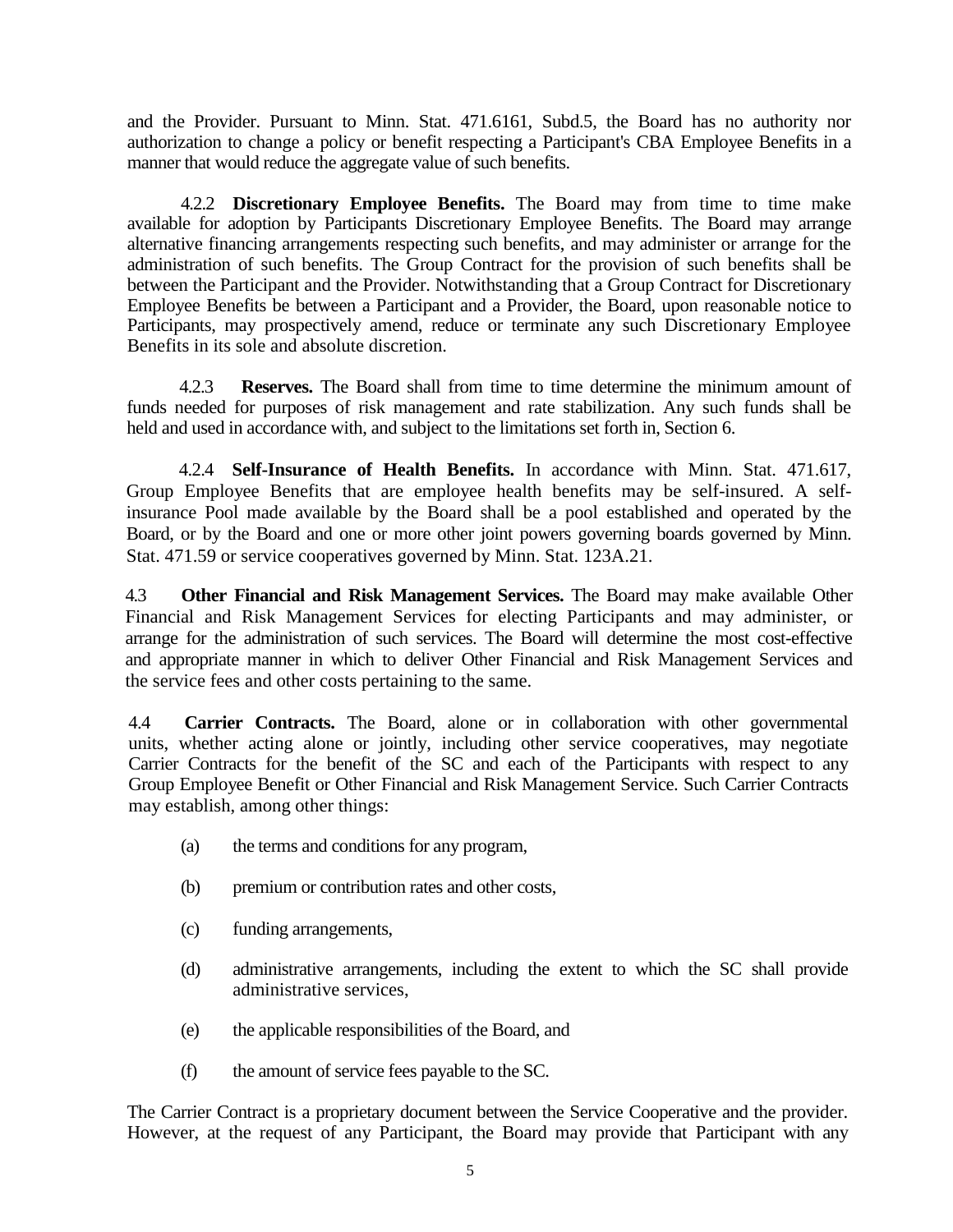and the Provider. Pursuant to Minn. Stat. 471.6161, Subd.5, the Board has no authority nor authorization to change a policy or benefit respecting a Participant's CBA Employee Benefits in a manner that would reduce the aggregate value of such benefits.

4.2.2 **Discretionary Employee Benefits.** The Board may from time to time make available for adoption by Participants Discretionary Employee Benefits. The Board may arrange alternative financing arrangements respecting such benefits, and may administer or arrange for the administration of such benefits. The Group Contract for the provision of such benefits shall be between the Participant and the Provider. Notwithstanding that a Group Contract for Discretionary Employee Benefits be between a Participant and a Provider, the Board, upon reasonable notice to Participants, may prospectively amend, reduce or terminate any such Discretionary Employee Benefits in its sole and absolute discretion.

4.2.3 **Reserves.** The Board shall from time to time determine the minimum amount of funds needed for purposes of risk management and rate stabilization. Any such funds shall be held and used in accordance with, and subject to the limitations set forth in, Section 6.

4.2.4 **Self-Insurance of Health Benefits.** In accordance with Minn. Stat. 471.617, Group Employee Benefits that are employee health benefits may be self-insured. A self-insurance Pool made available by the Board shall be a pool established and operated by the Board, or by the Board and one or more other joint powers governing boards governed by Minn. Stat. 471.59 or service cooperatives governed by Minn. Stat. 123A.21.

4.3 **Other Financial and Risk Management Services.** The Board may make available Other Financial and Risk Management Services for electing Participants and may administer, or arrange for the administration of such services. The Board will determine the most cost-effective and appropriate manner in which to deliver Other Financial and Risk Management Services and the service fees and other costs pertaining to the same.

4.4 **Carrier Contracts.** The Board, alone or in collaboration with other governmental units, whether acting alone or jointly, including other service cooperatives, may negotiate Carrier Contracts for the benefit of the SC and each of the Participants with respect to any Group Employee Benefit or Other Financial and Risk Management Service. Such Carrier Contracts may establish, among other things:

(a) the terms and conditions for any program,

(b) premium or contribution rates and other costs,

(c) funding arrangements,

(d) administrative arrangements, including the extent to which the SC shall provide administrative services,

(e) the applicable responsibilities of the Board, and

(f) the amount of service fees payable to the SC.

The Carrier Contract is a proprietary document between the Service Cooperative and the provider. However, at the request of any Participant, the Board may provide that Participant with any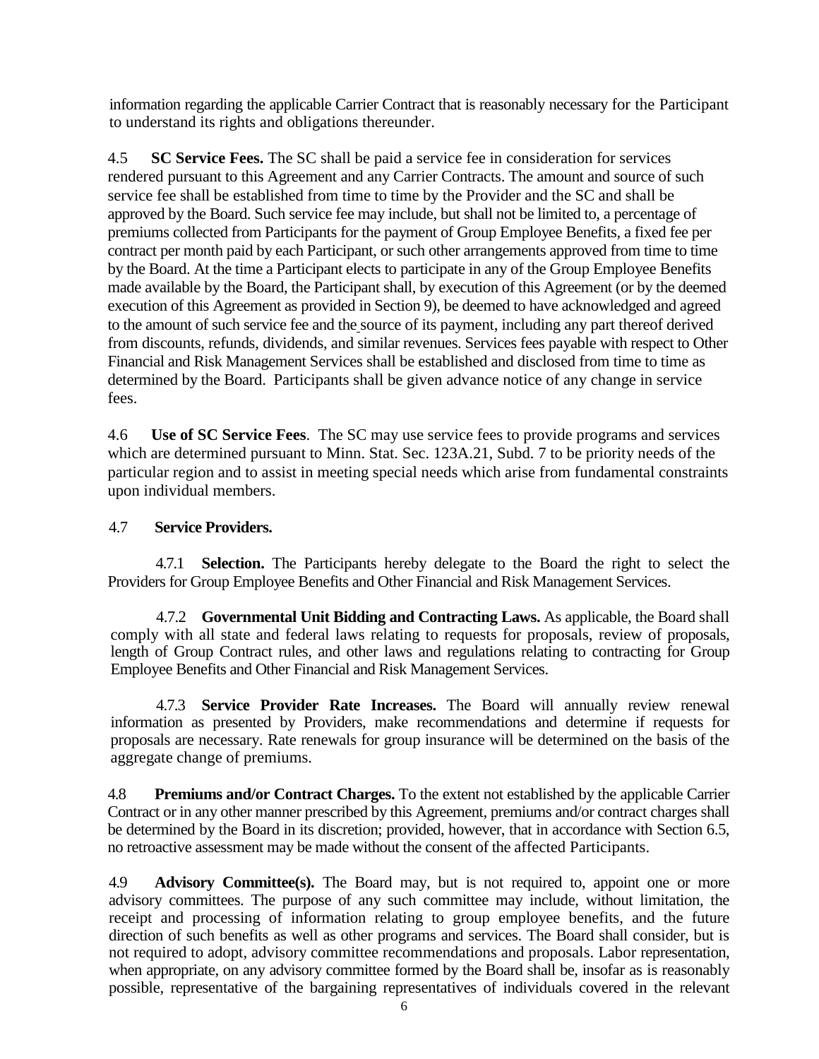information regarding the applicable Carrier Contract that is reasonably necessary for the Participant to understand its rights and obligations thereunder.

4.5 **SC Service Fees.** The SC shall be paid a service fee in consideration for services rendered pursuant to this Agreement and any Carrier Contracts. The amount and source of such service fee shall be established from time to time by the Provider and the SC and shall be approved by the Board. Such service fee may include, but shall not be limited to, a percentage of premiums collected from Participants for the payment of Group Employee Benefits, a fixed fee per contract per month paid by each Participant, or such other arrangements approved from time to time by the Board. At the time a Participant elects to participate in any of the Group Employee Benefits made available by the Board, the Participant shall, by execution of this Agreement (or by the deemed execution of this Agreement as provided in Section 9), be deemed to have acknowledged and agreed to the amount of such service fee and the source of its payment, including any part thereof derived from discounts, refunds, dividends, and similar revenues. Services fees payable with respect to Other Financial and Risk Management Services shall be established and disclosed from time to time as determined by the Board. Participants shall be given advance notice of any change in service fees.

4.6 **Use of SC Service Fees**. The SC may use service fees to provide programs and services which are determined pursuant to Minn. Stat. Sec. 123A.21, Subd. 7 to be priority needs of the particular region and to assist in meeting special needs which arise from fundamental constraints upon individual members.

4.7 **Service Providers.**

4.7.1 **Selection.** The Participants hereby delegate to the Board the right to select the Providers for Group Employee Benefits and Other Financial and Risk Management Services.

4.7.2 **Governmental Unit Bidding and Contracting Laws.** As applicable, the Board shall comply with all state and federal laws relating to requests for proposals, review of proposals, length of Group Contract rules, and other laws and regulations relating to contracting for Group Employee Benefits and Other Financial and Risk Management Services.

4.7.3 **Service Provider Rate Increases.** The Board will annually review renewal information as presented by Providers, make recommendations and determine if requests for proposals are necessary. Rate renewals for group insurance will be determined on the basis of the aggregate change of premiums.

4.8 **Premiums and/or Contract Charges.** To the extent not established by the applicable Carrier Contract or in any other manner prescribed by this Agreement, premiums and/or contract charges shall be determined by the Board in its discretion; provided, however, that in accordance with Section 6.5, no retroactive assessment may be made without the consent of the affected Participants.

4.9 **Advisory Committee(s).** The Board may, but is not required to, appoint one or more advisory committees. The purpose of any such committee may include, without limitation, the receipt and processing of information relating to group employee benefits, and the future direction of such benefits as well as other programs and services. The Board shall consider, but is not required to adopt, advisory committee recommendations and proposals. Labor representation, when appropriate, on any advisory committee formed by the Board shall be, insofar as is reasonably possible, representative of the bargaining representatives of individuals covered in the relevant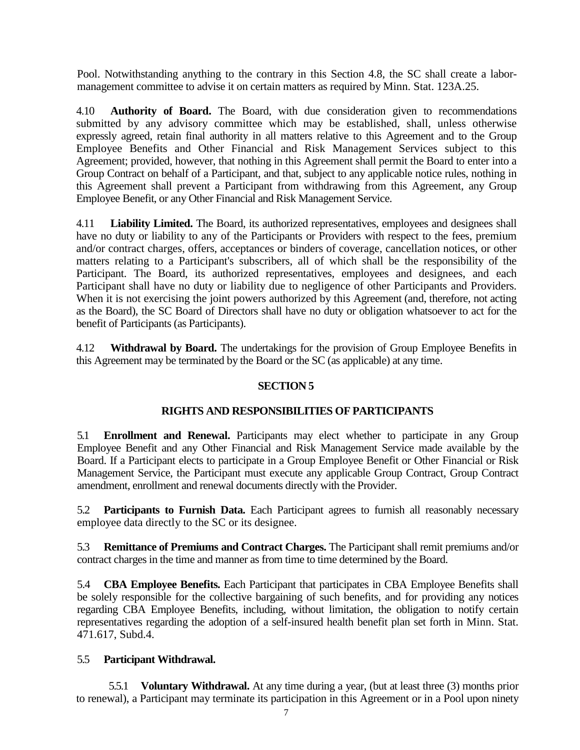Pool. Notwithstanding anything to the contrary in this Section 4.8, the SC shall create a labor-management committee to advise it on certain matters as required by Minn. Stat. 123A.25.

4.10 **Authority of Board.** The Board, with due consideration given to recommendations submitted by any advisory committee which may be established, shall, unless otherwise expressly agreed, retain final authority in all matters relative to this Agreement and to the Group Employee Benefits and Other Financial and Risk Management Services subject to this Agreement; provided, however, that nothing in this Agreement shall permit the Board to enter into a Group Contract on behalf of a Participant, and that, subject to any applicable notice rules, nothing in this Agreement shall prevent a Participant from withdrawing from this Agreement, any Group Employee Benefit, or any Other Financial and Risk Management Service.

4.11 **Liability Limited.** The Board, its authorized representatives, employees and designees shall have no duty or liability to any of the Participants or Providers with respect to the fees, premium and/or contract charges, offers, acceptances or binders of coverage, cancellation notices, or other matters relating to a Participant's subscribers, all of which shall be the responsibility of the Participant. The Board, its authorized representatives, employees and designees, and each Participant shall have no duty or liability due to negligence of other Participants and Providers. When it is not exercising the joint powers authorized by this Agreement (and, therefore, not acting as the Board), the SC Board of Directors shall have no duty or obligation whatsoever to act for the benefit of Participants (as Participants).

4.12 **Withdrawal by Board.** The undertakings for the provision of Group Employee Benefits in this Agreement may be terminated by the Board or the SC (as applicable) at any time.

## SECTION 5

## RIGHTS AND RESPONSIBILITIES OF PARTICIPANTS

5.1 **Enrollment and Renewal.** Participants may elect whether to participate in any Group Employee Benefit and any Other Financial and Risk Management Service made available by the Board. If a Participant elects to participate in a Group Employee Benefit or Other Financial or Risk Management Service, the Participant must execute any applicable Group Contract, Group Contract amendment, enrollment and renewal documents directly with the Provider.

5.2 **Participants to Furnish Data.** Each Participant agrees to furnish all reasonably necessary employee data directly to the SC or its designee.

5.3 **Remittance of Premiums and Contract Charges.** The Participant shall remit premiums and/or contract charges in the time and manner as from time to time determined by the Board.

5.4 **CBA Employee Benefits.** Each Participant that participates in CBA Employee Benefits shall be solely responsible for the collective bargaining of such benefits, and for providing any notices regarding CBA Employee Benefits, including, without limitation, the obligation to notify certain representatives regarding the adoption of a self-insured health benefit plan set forth in Minn. Stat. 471.617, Subd.4.

5.5 **Participant Withdrawal.**

5.5.1 **Voluntary Withdrawal.** At any time during a year, (but at least three (3) months prior to renewal), a Participant may terminate its participation in this Agreement or in a Pool upon ninety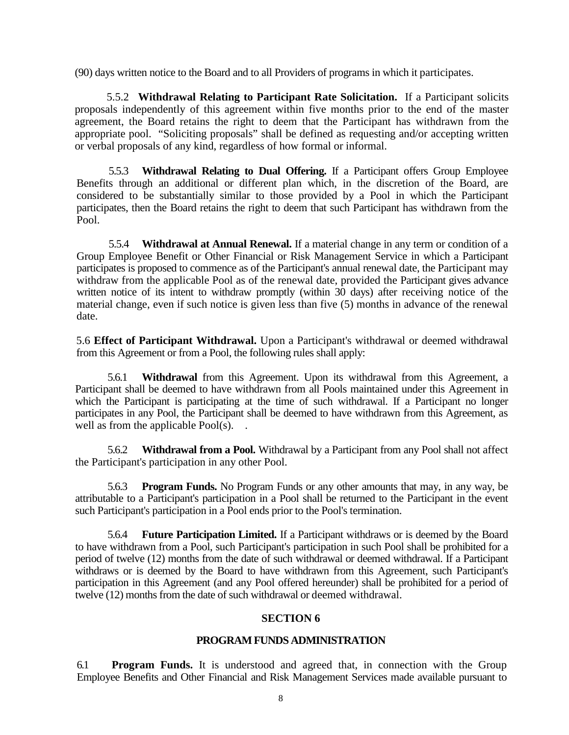(90) days written notice to the Board and to all Providers of programs in which it participates.

5.5.2 **Withdrawal Relating to Participant Rate Solicitation.** If a Participant solicits proposals independently of this agreement within five months prior to the end of the master agreement, the Board retains the right to deem that the Participant has withdrawn from the appropriate pool. "Soliciting proposals" shall be defined as requesting and/or accepting written or verbal proposals of any kind, regardless of how formal or informal.

5.5.3 **Withdrawal Relating to Dual Offering.** If a Participant offers Group Employee Benefits through an additional or different plan which, in the discretion of the Board, are considered to be substantially similar to those provided by a Pool in which the Participant participates, then the Board retains the right to deem that such Participant has withdrawn from the Pool.

5.5.4 **Withdrawal at Annual Renewal.** If a material change in any term or condition of a Group Employee Benefit or Other Financial or Risk Management Service in which a Participant participates is proposed to commence as of the Participant's annual renewal date, the Participant may withdraw from the applicable Pool as of the renewal date, provided the Participant gives advance written notice of its intent to withdraw promptly (within 30 days) after receiving notice of the material change, even if such notice is given less than five (5) months in advance of the renewal date.

5.6 **Effect of Participant Withdrawal.** Upon a Participant's withdrawal or deemed withdrawal from this Agreement or from a Pool, the following rules shall apply:

5.6.1 **Withdrawal** from this Agreement. Upon its withdrawal from this Agreement, a Participant shall be deemed to have withdrawn from all Pools maintained under this Agreement in which the Participant is participating at the time of such withdrawal. If a Participant no longer participates in any Pool, the Participant shall be deemed to have withdrawn from this Agreement, as well as from the applicable Pool(s). .

5.6.2 **Withdrawal from a Pool.** Withdrawal by a Participant from any Pool shall not affect the Participant's participation in any other Pool.

5.6.3 **Program Funds.** No Program Funds or any other amounts that may, in any way, be attributable to a Participant's participation in a Pool shall be returned to the Participant in the event such Participant's participation in a Pool ends prior to the Pool's termination.

5.6.4 **Future Participation Limited.** If a Participant withdraws or is deemed by the Board to have withdrawn from a Pool, such Participant's participation in such Pool shall be prohibited for a period of twelve (12) months from the date of such withdrawal or deemed withdrawal. If a Participant withdraws or is deemed by the Board to have withdrawn from this Agreement, such Participant's participation in this Agreement (and any Pool offered hereunder) shall be prohibited for a period of twelve (12) months from the date of such withdrawal or deemed withdrawal.

## SECTION 6

## PROGRAM FUNDS ADMINISTRATION

6.1 **Program Funds.** It is understood and agreed that, in connection with the Group Employee Benefits and Other Financial and Risk Management Services made available pursuant to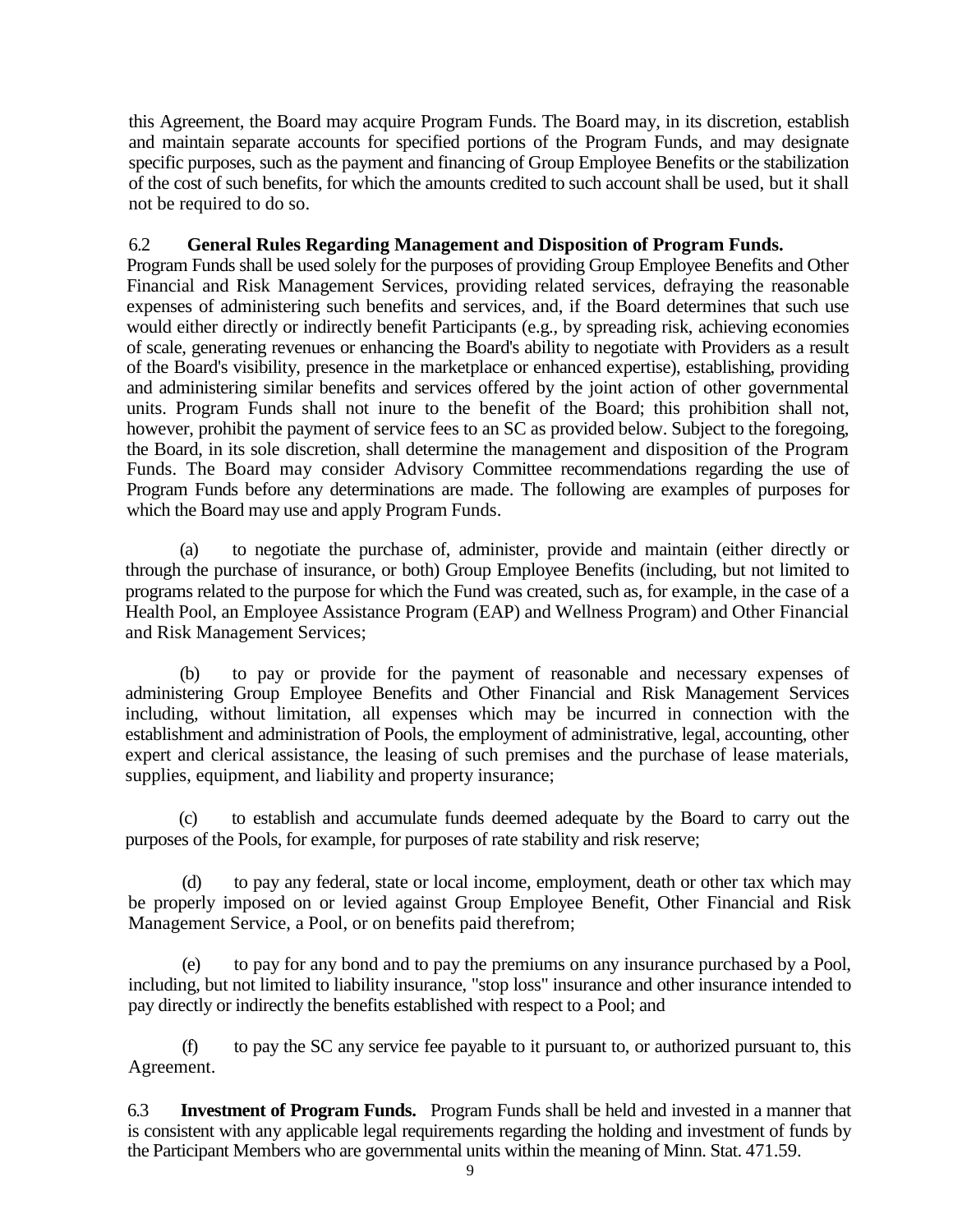this Agreement, the Board may acquire Program Funds. The Board may, in its discretion, establish and maintain separate accounts for specified portions of the Program Funds, and may designate specific purposes, such as the payment and financing of Group Employee Benefits or the stabilization of the cost of such benefits, for which the amounts credited to such account shall be used, but it shall not be required to do so.

6.2 **General Rules Regarding Management and Disposition of Program Funds.** Program Funds shall be used solely for the purposes of providing Group Employee Benefits and Other Financial and Risk Management Services, providing related services, defraying the reasonable expenses of administering such benefits and services, and, if the Board determines that such use would either directly or indirectly benefit Participants (e.g., by spreading risk, achieving economies of scale, generating revenues or enhancing the Board's ability to negotiate with Providers as a result of the Board's visibility, presence in the marketplace or enhanced expertise), establishing, providing and administering similar benefits and services offered by the joint action of other governmental units. Program Funds shall not inure to the benefit of the Board; this prohibition shall not, however, prohibit the payment of service fees to an SC as provided below. Subject to the foregoing, the Board, in its sole discretion, shall determine the management and disposition of the Program Funds. The Board may consider Advisory Committee recommendations regarding the use of Program Funds before any determinations are made. The following are examples of purposes for which the Board may use and apply Program Funds.

(a) to negotiate the purchase of, administer, provide and maintain (either directly or through the purchase of insurance, or both) Group Employee Benefits (including, but not limited to programs related to the purpose for which the Fund was created, such as, for example, in the case of a Health Pool, an Employee Assistance Program (EAP) and Wellness Program) and Other Financial and Risk Management Services;

(b) to pay or provide for the payment of reasonable and necessary expenses of administering Group Employee Benefits and Other Financial and Risk Management Services including, without limitation, all expenses which may be incurred in connection with the establishment and administration of Pools, the employment of administrative, legal, accounting, other expert and clerical assistance, the leasing of such premises and the purchase of lease materials, supplies, equipment, and liability and property insurance;

(c) to establish and accumulate funds deemed adequate by the Board to carry out the purposes of the Pools, for example, for purposes of rate stability and risk reserve;

(d) to pay any federal, state or local income, employment, death or other tax which may be properly imposed on or levied against Group Employee Benefit, Other Financial and Risk Management Service, a Pool, or on benefits paid therefrom;

(e) to pay for any bond and to pay the premiums on any insurance purchased by a Pool, including, but not limited to liability insurance, "stop loss" insurance and other insurance intended to pay directly or indirectly the benefits established with respect to a Pool; and

(f) to pay the SC any service fee payable to it pursuant to, or authorized pursuant to, this Agreement.

6.3 **Investment of Program Funds.** Program Funds shall be held and invested in a manner that is consistent with any applicable legal requirements regarding the holding and investment of funds by the Participant Members who are governmental units within the meaning of Minn. Stat. 471.59.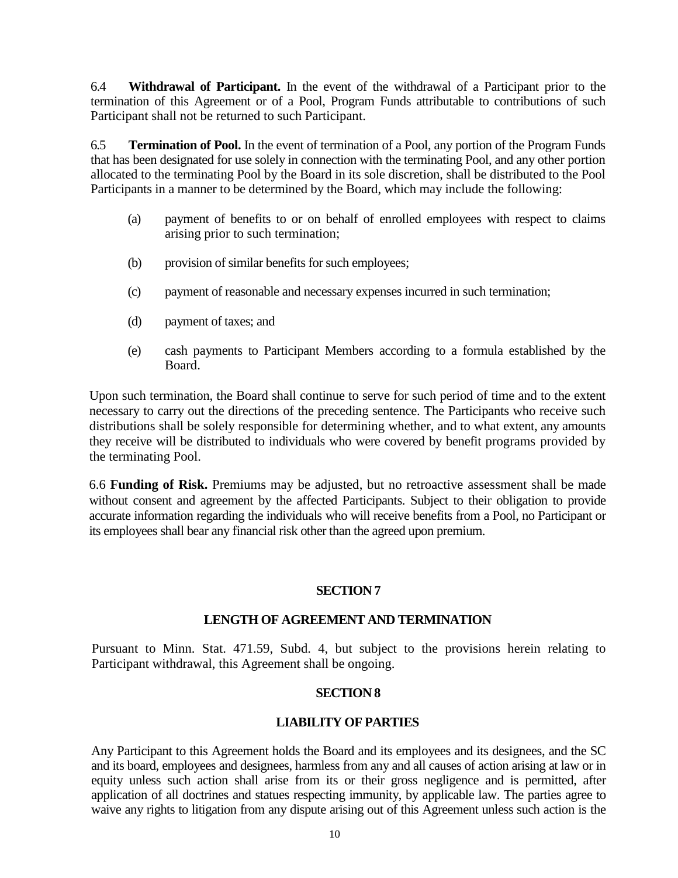6.4 **Withdrawal of Participant.** In the event of the withdrawal of a Participant prior to the termination of this Agreement or of a Pool, Program Funds attributable to contributions of such Participant shall not be returned to such Participant.

6.5 **Termination of Pool.** In the event of termination of a Pool, any portion of the Program Funds that has been designated for use solely in connection with the terminating Pool, and any other portion allocated to the terminating Pool by the Board in its sole discretion, shall be distributed to the Pool Participants in a manner to be determined by the Board, which may include the following:

(a) payment of benefits to or on behalf of enrolled employees with respect to claims arising prior to such termination;

(b) provision of similar benefits for such employees;

(c) payment of reasonable and necessary expenses incurred in such termination;

(d) payment of taxes; and

(e) cash payments to Participant Members according to a formula established by the Board.

Upon such termination, the Board shall continue to serve for such period of time and to the extent necessary to carry out the directions of the preceding sentence. The Participants who receive such distributions shall be solely responsible for determining whether, and to what extent, any amounts they receive will be distributed to individuals who were covered by benefit programs provided by the terminating Pool.

6.6 **Funding of Risk.** Premiums may be adjusted, but no retroactive assessment shall be made without consent and agreement by the affected Participants. Subject to their obligation to provide accurate information regarding the individuals who will receive benefits from a Pool, no Participant or its employees shall bear any financial risk other than the agreed upon premium.

## SECTION 7

## LENGTH OF AGREEMENT AND TERMINATION

Pursuant to Minn. Stat. 471.59, Subd. 4, but subject to the provisions herein relating to Participant withdrawal, this Agreement shall be ongoing.

## SECTION 8

## LIABILITY OF PARTIES

Any Participant to this Agreement holds the Board and its employees and its designees, and the SC and its board, employees and designees, harmless from any and all causes of action arising at law or in equity unless such action shall arise from its or their gross negligence and is permitted, after application of all doctrines and statues respecting immunity, by applicable law. The parties agree to waive any rights to litigation from any dispute arising out of this Agreement unless such action is the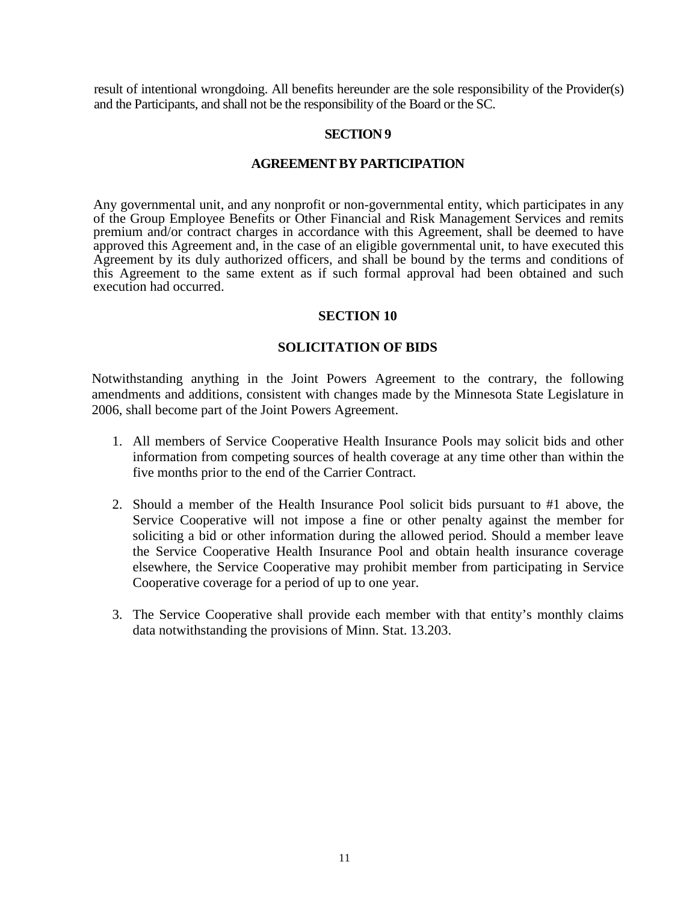result of intentional wrongdoing. All benefits hereunder are the sole responsibility of the Provider(s) and the Participants, and shall not be the responsibility of the Board or the SC.

## SECTION 9

## AGREEMENT BY PARTICIPATION

Any governmental unit, and any nonprofit or non-governmental entity, which participates in any of the Group Employee Benefits or Other Financial and Risk Management Services and remits premium and/or contract charges in accordance with this Agreement, shall be deemed to have approved this Agreement and, in the case of an eligible governmental unit, to have executed this Agreement by its duly authorized officers, and shall be bound by the terms and conditions of this Agreement to the same extent as if such formal approval had been obtained and such execution had occurred.

## SECTION 10

## SOLICITATION OF BIDS

Notwithstanding anything in the Joint Powers Agreement to the contrary, the following amendments and additions, consistent with changes made by the Minnesota State Legislature in 2006, shall become part of the Joint Powers Agreement.

1. All members of Service Cooperative Health Insurance Pools may solicit bids and other information from competing sources of health coverage at any time other than within the five months prior to the end of the Carrier Contract.

2. Should a member of the Health Insurance Pool solicit bids pursuant to #1 above, the Service Cooperative will not impose a fine or other penalty against the member for soliciting a bid or other information during the allowed period. Should a member leave the Service Cooperative Health Insurance Pool and obtain health insurance coverage elsewhere, the Service Cooperative may prohibit member from participating in Service Cooperative coverage for a period of up to one year.

3. The Service Cooperative shall provide each member with that entity's monthly claims data notwithstanding the provisions of Minn. Stat. 13.203.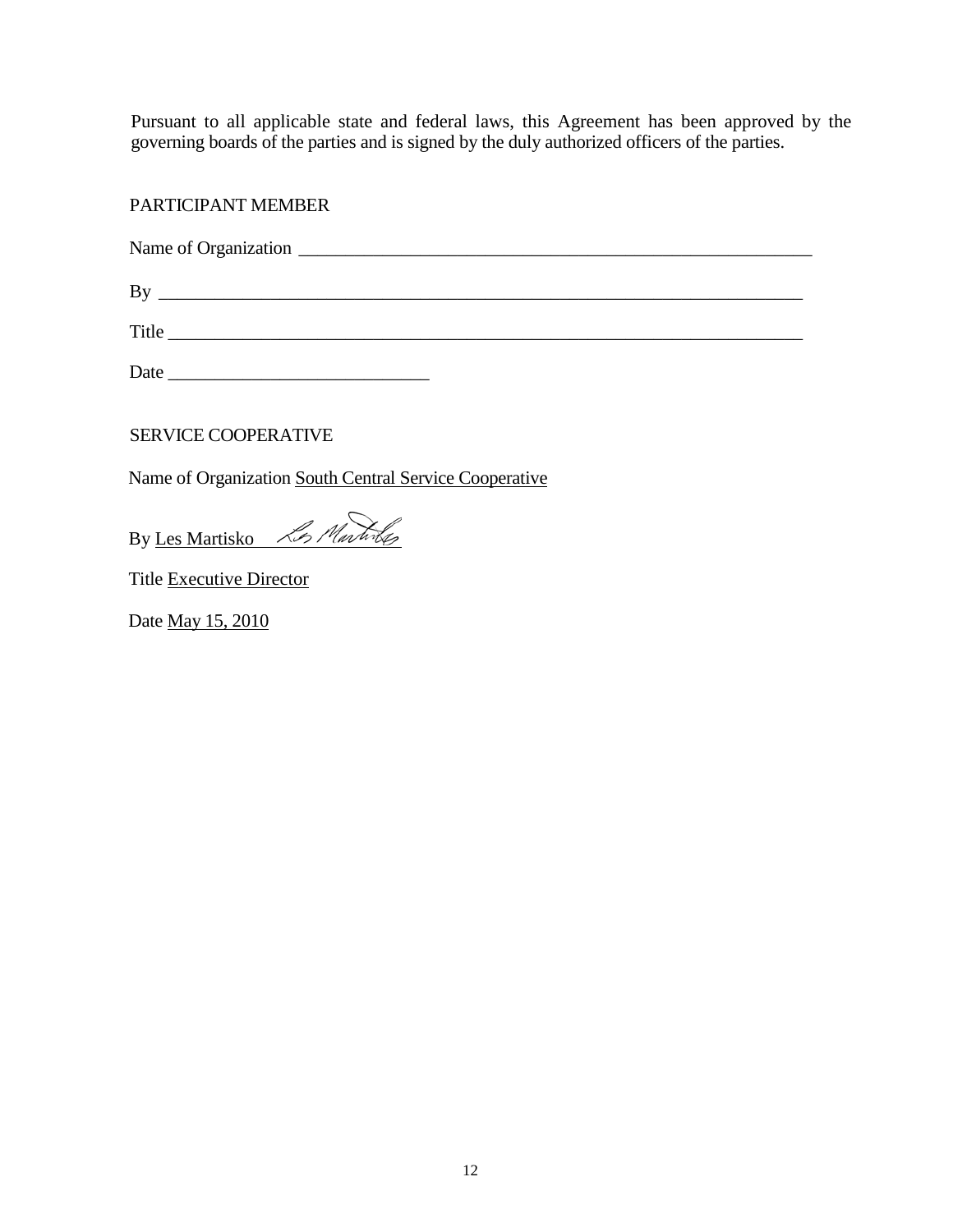Pursuant to all applicable state and federal laws, this Agreement has been approved by the governing boards of the parties and is signed by the duly authorized officers of the parties.

PARTICIPANT MEMBER

Name of Organization ___________________________________________________________

By ______________________________________________________________________

Title _____________________________________________________________________

Date _____________________________

SERVICE COOPERATIVE

Name of Organization South Central Service Cooperative

By Les Martisko

Title Executive Director

Date May 15, 2010